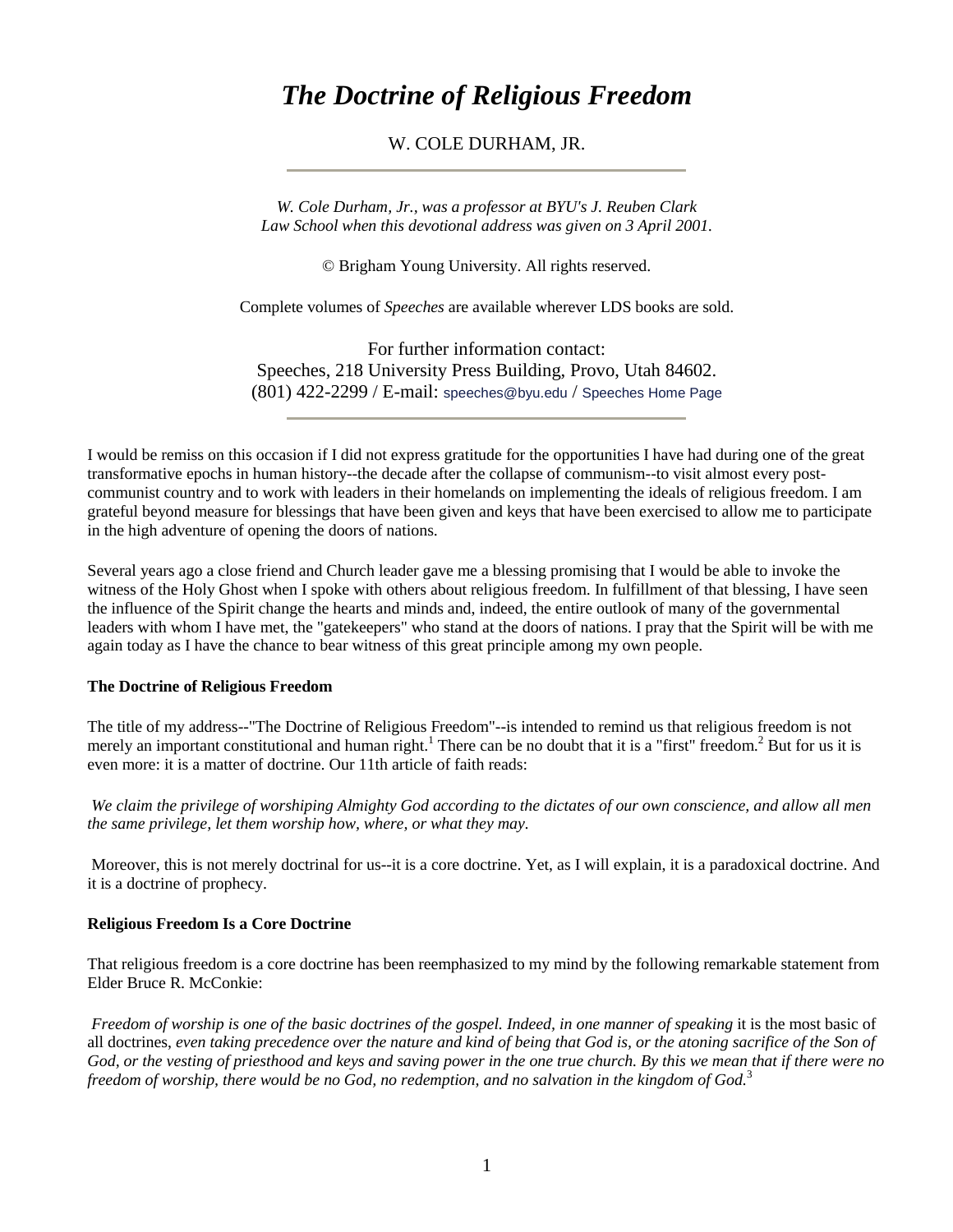# *The Doctrine of Religious Freedom*

W. COLE DURHAM, JR.

---

*W. Cole Durham, Jr., was a professor at BYU's J. Reuben Clark Law School when this devotional address was given on 3 April 2001.*

© Brigham Young University. All rights reserved.

Complete volumes of *Speeches* are available wherever LDS books are sold.

For further information contact:
Speeches, 218 University Press Building, Provo, Utah 84602.
(801) 422-2299 / E-mail: speeches@byu.edu / Speeches Home Page

---

I would be remiss on this occasion if I did not express gratitude for the opportunities I have had during one of the great transformative epochs in human history--the decade after the collapse of communism--to visit almost every post-communist country and to work with leaders in their homelands on implementing the ideals of religious freedom. I am grateful beyond measure for blessings that have been given and keys that have been exercised to allow me to participate in the high adventure of opening the doors of nations.

Several years ago a close friend and Church leader gave me a blessing promising that I would be able to invoke the witness of the Holy Ghost when I spoke with others about religious freedom. In fulfillment of that blessing, I have seen the influence of the Spirit change the hearts and minds and, indeed, the entire outlook of many of the governmental leaders with whom I have met, the "gatekeepers" who stand at the doors of nations. I pray that the Spirit will be with me again today as I have the chance to bear witness of this great principle among my own people.

**The Doctrine of Religious Freedom**

The title of my address--"The Doctrine of Religious Freedom"--is intended to remind us that religious freedom is not merely an important constitutional and human right.[1] There can be no doubt that it is a "first" freedom.[2] But for us it is even more: it is a matter of doctrine. Our 11th article of faith reads:

*We claim the privilege of worshiping Almighty God according to the dictates of our own conscience, and allow all men the same privilege, let them worship how, where, or what they may.*

Moreover, this is not merely doctrinal for us--it is a core doctrine. Yet, as I will explain, it is a paradoxical doctrine. And it is a doctrine of prophecy.

**Religious Freedom Is a Core Doctrine**

That religious freedom is a core doctrine has been reemphasized to my mind by the following remarkable statement from Elder Bruce R. McConkie:

*Freedom of worship is one of the basic doctrines of the gospel. Indeed, in one manner of speaking* it is the most basic of all doctrines, *even taking precedence over the nature and kind of being that God is, or the atoning sacrifice of the Son of God, or the vesting of priesthood and keys and saving power in the one true church. By this we mean that if there were no freedom of worship, there would be no God, no redemption, and no salvation in the kingdom of God.*[3]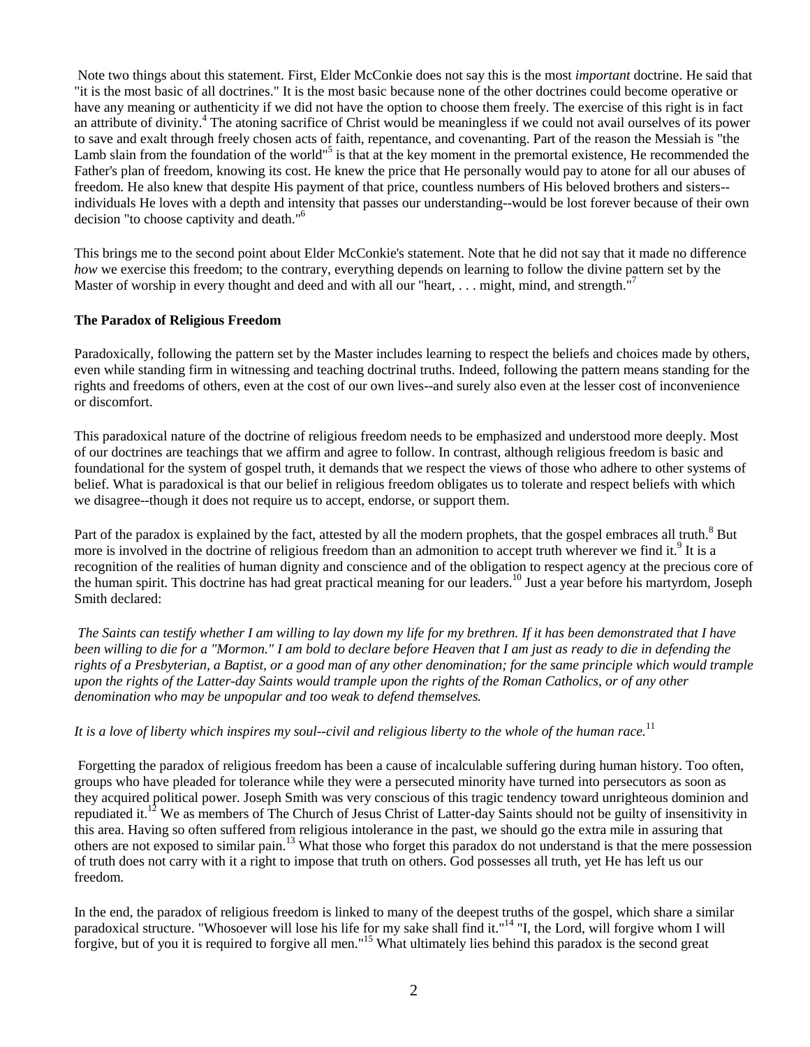Note two things about this statement. First, Elder McConkie does not say this is the most *important* doctrine. He said that "it is the most basic of all doctrines." It is the most basic because none of the other doctrines could become operative or have any meaning or authenticity if we did not have the option to choose them freely. The exercise of this right is in fact an attribute of divinity.[4] The atoning sacrifice of Christ would be meaningless if we could not avail ourselves of its power to save and exalt through freely chosen acts of faith, repentance, and covenanting. Part of the reason the Messiah is "the Lamb slain from the foundation of the world"[5] is that at the key moment in the premortal existence, He recommended the Father's plan of freedom, knowing its cost. He knew the price that He personally would pay to atone for all our abuses of freedom. He also knew that despite His payment of that price, countless numbers of His beloved brothers and sisters--individuals He loves with a depth and intensity that passes our understanding--would be lost forever because of their own decision "to choose captivity and death."[6]

This brings me to the second point about Elder McConkie's statement. Note that he did not say that it made no difference *how* we exercise this freedom; to the contrary, everything depends on learning to follow the divine pattern set by the Master of worship in every thought and deed and with all our "heart, . . . might, mind, and strength."[7]

**The Paradox of Religious Freedom**

Paradoxically, following the pattern set by the Master includes learning to respect the beliefs and choices made by others, even while standing firm in witnessing and teaching doctrinal truths. Indeed, following the pattern means standing for the rights and freedoms of others, even at the cost of our own lives--and surely also even at the lesser cost of inconvenience or discomfort.

This paradoxical nature of the doctrine of religious freedom needs to be emphasized and understood more deeply. Most of our doctrines are teachings that we affirm and agree to follow. In contrast, although religious freedom is basic and foundational for the system of gospel truth, it demands that we respect the views of those who adhere to other systems of belief. What is paradoxical is that our belief in religious freedom obligates us to tolerate and respect beliefs with which we disagree--though it does not require us to accept, endorse, or support them.

Part of the paradox is explained by the fact, attested by all the modern prophets, that the gospel embraces all truth.[8] But more is involved in the doctrine of religious freedom than an admonition to accept truth wherever we find it.[9] It is a recognition of the realities of human dignity and conscience and of the obligation to respect agency at the precious core of the human spirit. This doctrine has had great practical meaning for our leaders.[10] Just a year before his martyrdom, Joseph Smith declared:

*The Saints can testify whether I am willing to lay down my life for my brethren. If it has been demonstrated that I have been willing to die for a "Mormon." I am bold to declare before Heaven that I am just as ready to die in defending the rights of a Presbyterian, a Baptist, or a good man of any other denomination; for the same principle which would trample upon the rights of the Latter-day Saints would trample upon the rights of the Roman Catholics, or of any other denomination who may be unpopular and too weak to defend themselves.*

*It is a love of liberty which inspires my soul--civil and religious liberty to the whole of the human race.*[11]

Forgetting the paradox of religious freedom has been a cause of incalculable suffering during human history. Too often, groups who have pleaded for tolerance while they were a persecuted minority have turned into persecutors as soon as they acquired political power. Joseph Smith was very conscious of this tragic tendency toward unrighteous dominion and repudiated it.[12] We as members of The Church of Jesus Christ of Latter-day Saints should not be guilty of insensitivity in this area. Having so often suffered from religious intolerance in the past, we should go the extra mile in assuring that others are not exposed to similar pain.[13] What those who forget this paradox do not understand is that the mere possession of truth does not carry with it a right to impose that truth on others. God possesses all truth, yet He has left us our freedom.

In the end, the paradox of religious freedom is linked to many of the deepest truths of the gospel, which share a similar paradoxical structure. "Whosoever will lose his life for my sake shall find it."[14] "I, the Lord, will forgive whom I will forgive, but of you it is required to forgive all men."[15] What ultimately lies behind this paradox is the second great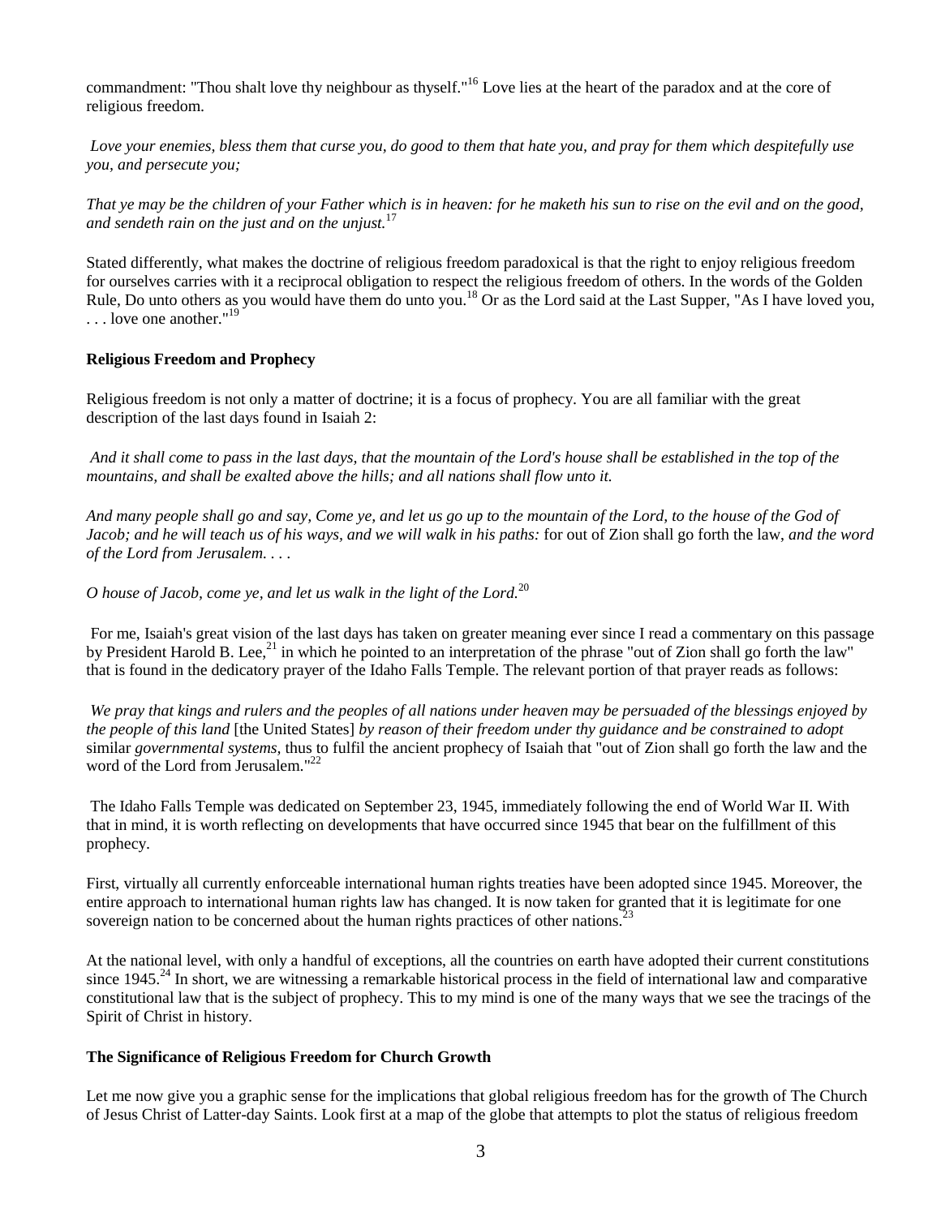commandment: "Thou shalt love thy neighbour as thyself."[16] Love lies at the heart of the paradox and at the core of religious freedom.

*Love your enemies, bless them that curse you, do good to them that hate you, and pray for them which despitefully use you, and persecute you;*

*That ye may be the children of your Father which is in heaven: for he maketh his sun to rise on the evil and on the good, and sendeth rain on the just and on the unjust.*[17]

Stated differently, what makes the doctrine of religious freedom paradoxical is that the right to enjoy religious freedom for ourselves carries with it a reciprocal obligation to respect the religious freedom of others. In the words of the Golden Rule, Do unto others as you would have them do unto you.[18] Or as the Lord said at the Last Supper, "As I have loved you, . . . love one another."[19]

**Religious Freedom and Prophecy**

Religious freedom is not only a matter of doctrine; it is a focus of prophecy. You are all familiar with the great description of the last days found in Isaiah 2:

*And it shall come to pass in the last days, that the mountain of the Lord's house shall be established in the top of the mountains, and shall be exalted above the hills; and all nations shall flow unto it.*

*And many people shall go and say, Come ye, and let us go up to the mountain of the Lord, to the house of the God of Jacob; and he will teach us of his ways, and we will walk in his paths:* for out of Zion shall go forth the law, *and the word of the Lord from Jerusalem. . . .*

*O house of Jacob, come ye, and let us walk in the light of the Lord.*[20]

For me, Isaiah's great vision of the last days has taken on greater meaning ever since I read a commentary on this passage by President Harold B. Lee,[21] in which he pointed to an interpretation of the phrase "out of Zion shall go forth the law" that is found in the dedicatory prayer of the Idaho Falls Temple. The relevant portion of that prayer reads as follows:

*We pray that kings and rulers and the peoples of all nations under heaven may be persuaded of the blessings enjoyed by the people of this land* [the United States] *by reason of their freedom under thy guidance and be constrained to adopt* similar *governmental systems,* thus to fulfil the ancient prophecy of Isaiah that "out of Zion shall go forth the law and the word of the Lord from Jerusalem."[22]

The Idaho Falls Temple was dedicated on September 23, 1945, immediately following the end of World War II. With that in mind, it is worth reflecting on developments that have occurred since 1945 that bear on the fulfillment of this prophecy.

First, virtually all currently enforceable international human rights treaties have been adopted since 1945. Moreover, the entire approach to international human rights law has changed. It is now taken for granted that it is legitimate for one sovereign nation to be concerned about the human rights practices of other nations.[23]

At the national level, with only a handful of exceptions, all the countries on earth have adopted their current constitutions since 1945.[24] In short, we are witnessing a remarkable historical process in the field of international law and comparative constitutional law that is the subject of prophecy. This to my mind is one of the many ways that we see the tracings of the Spirit of Christ in history.

**The Significance of Religious Freedom for Church Growth**

Let me now give you a graphic sense for the implications that global religious freedom has for the growth of The Church of Jesus Christ of Latter-day Saints. Look first at a map of the globe that attempts to plot the status of religious freedom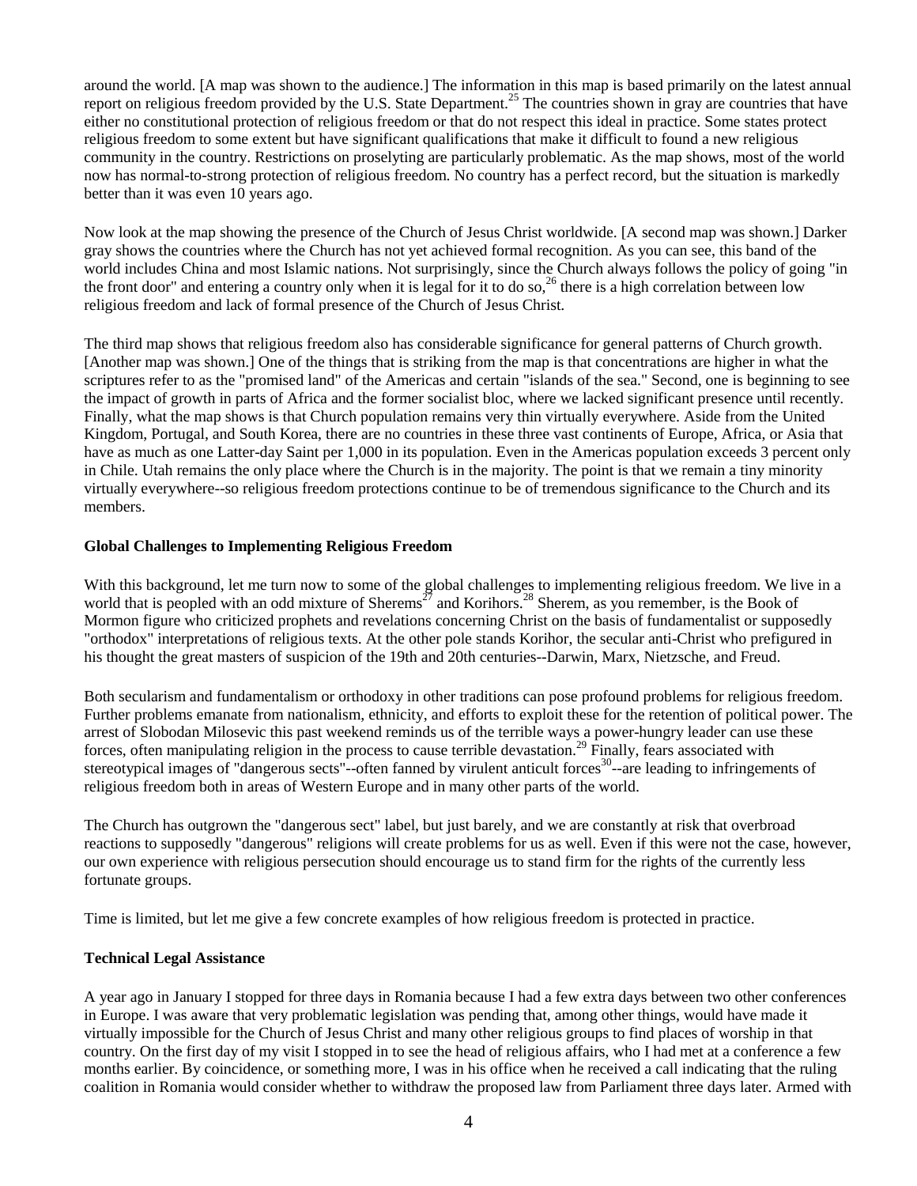around the world. [A map was shown to the audience.] The information in this map is based primarily on the latest annual report on religious freedom provided by the U.S. State Department.[25] The countries shown in gray are countries that have either no constitutional protection of religious freedom or that do not respect this ideal in practice. Some states protect religious freedom to some extent but have significant qualifications that make it difficult to found a new religious community in the country. Restrictions on proselyting are particularly problematic. As the map shows, most of the world now has normal-to-strong protection of religious freedom. No country has a perfect record, but the situation is markedly better than it was even 10 years ago.

Now look at the map showing the presence of the Church of Jesus Christ worldwide. [A second map was shown.] Darker gray shows the countries where the Church has not yet achieved formal recognition. As you can see, this band of the world includes China and most Islamic nations. Not surprisingly, since the Church always follows the policy of going "in the front door" and entering a country only when it is legal for it to do so,[26] there is a high correlation between low religious freedom and lack of formal presence of the Church of Jesus Christ.

The third map shows that religious freedom also has considerable significance for general patterns of Church growth. [Another map was shown.] One of the things that is striking from the map is that concentrations are higher in what the scriptures refer to as the "promised land" of the Americas and certain "islands of the sea." Second, one is beginning to see the impact of growth in parts of Africa and the former socialist bloc, where we lacked significant presence until recently. Finally, what the map shows is that Church population remains very thin virtually everywhere. Aside from the United Kingdom, Portugal, and South Korea, there are no countries in these three vast continents of Europe, Africa, or Asia that have as much as one Latter-day Saint per 1,000 in its population. Even in the Americas population exceeds 3 percent only in Chile. Utah remains the only place where the Church is in the majority. The point is that we remain a tiny minority virtually everywhere--so religious freedom protections continue to be of tremendous significance to the Church and its members.

**Global Challenges to Implementing Religious Freedom**

With this background, let me turn now to some of the global challenges to implementing religious freedom. We live in a world that is peopled with an odd mixture of Sherems[27] and Korihors.[28] Sherem, as you remember, is the Book of Mormon figure who criticized prophets and revelations concerning Christ on the basis of fundamentalist or supposedly "orthodox" interpretations of religious texts. At the other pole stands Korihor, the secular anti-Christ who prefigured in his thought the great masters of suspicion of the 19th and 20th centuries--Darwin, Marx, Nietzsche, and Freud.

Both secularism and fundamentalism or orthodoxy in other traditions can pose profound problems for religious freedom. Further problems emanate from nationalism, ethnicity, and efforts to exploit these for the retention of political power. The arrest of Slobodan Milosevic this past weekend reminds us of the terrible ways a power-hungry leader can use these forces, often manipulating religion in the process to cause terrible devastation.[29] Finally, fears associated with stereotypical images of "dangerous sects"--often fanned by virulent anticult forces[30]--are leading to infringements of religious freedom both in areas of Western Europe and in many other parts of the world.

The Church has outgrown the "dangerous sect" label, but just barely, and we are constantly at risk that overbroad reactions to supposedly "dangerous" religions will create problems for us as well. Even if this were not the case, however, our own experience with religious persecution should encourage us to stand firm for the rights of the currently less fortunate groups.

Time is limited, but let me give a few concrete examples of how religious freedom is protected in practice.

**Technical Legal Assistance**

A year ago in January I stopped for three days in Romania because I had a few extra days between two other conferences in Europe. I was aware that very problematic legislation was pending that, among other things, would have made it virtually impossible for the Church of Jesus Christ and many other religious groups to find places of worship in that country. On the first day of my visit I stopped in to see the head of religious affairs, who I had met at a conference a few months earlier. By coincidence, or something more, I was in his office when he received a call indicating that the ruling coalition in Romania would consider whether to withdraw the proposed law from Parliament three days later. Armed with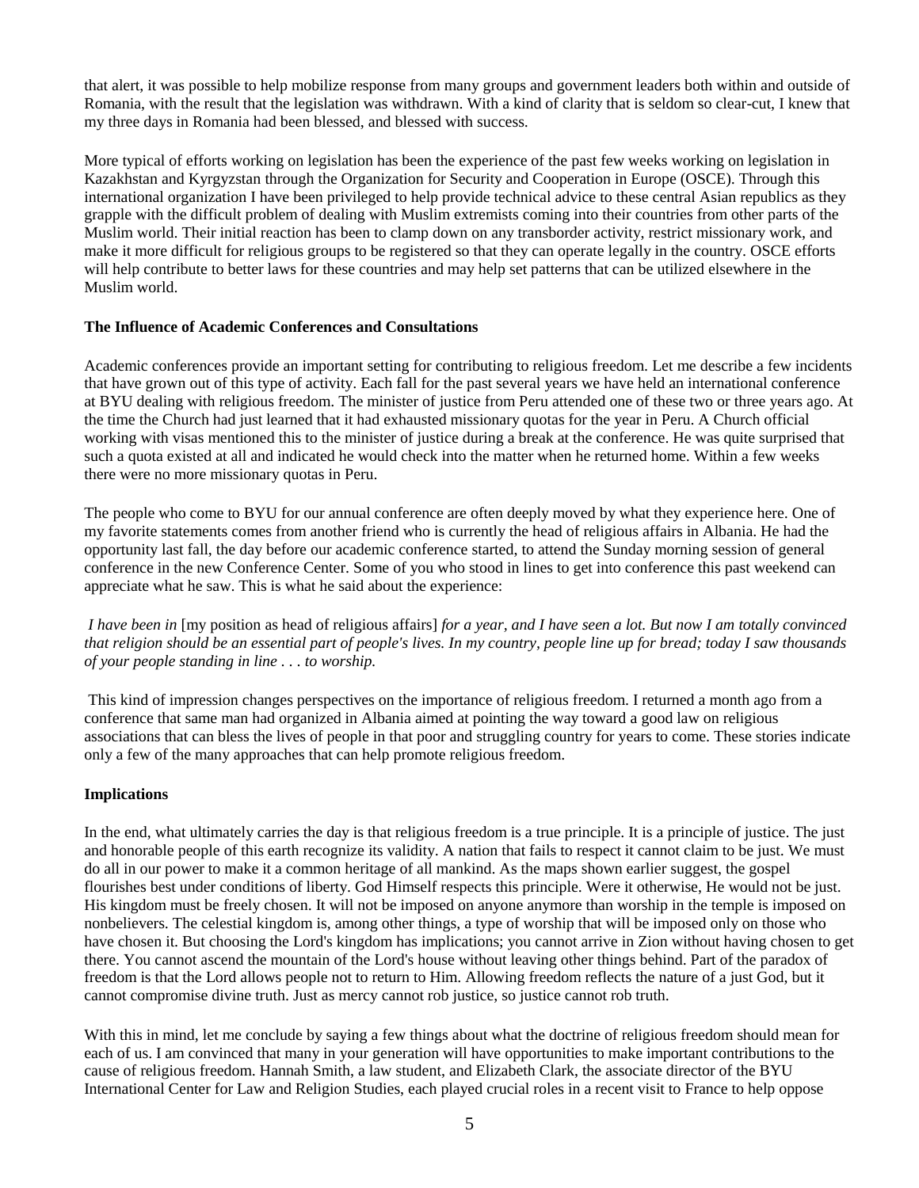that alert, it was possible to help mobilize response from many groups and government leaders both within and outside of Romania, with the result that the legislation was withdrawn. With a kind of clarity that is seldom so clear-cut, I knew that my three days in Romania had been blessed, and blessed with success.

More typical of efforts working on legislation has been the experience of the past few weeks working on legislation in Kazakhstan and Kyrgyzstan through the Organization for Security and Cooperation in Europe (OSCE). Through this international organization I have been privileged to help provide technical advice to these central Asian republics as they grapple with the difficult problem of dealing with Muslim extremists coming into their countries from other parts of the Muslim world. Their initial reaction has been to clamp down on any transborder activity, restrict missionary work, and make it more difficult for religious groups to be registered so that they can operate legally in the country. OSCE efforts will help contribute to better laws for these countries and may help set patterns that can be utilized elsewhere in the Muslim world.

**The Influence of Academic Conferences and Consultations**

Academic conferences provide an important setting for contributing to religious freedom. Let me describe a few incidents that have grown out of this type of activity. Each fall for the past several years we have held an international conference at BYU dealing with religious freedom. The minister of justice from Peru attended one of these two or three years ago. At the time the Church had just learned that it had exhausted missionary quotas for the year in Peru. A Church official working with visas mentioned this to the minister of justice during a break at the conference. He was quite surprised that such a quota existed at all and indicated he would check into the matter when he returned home. Within a few weeks there were no more missionary quotas in Peru.

The people who come to BYU for our annual conference are often deeply moved by what they experience here. One of my favorite statements comes from another friend who is currently the head of religious affairs in Albania. He had the opportunity last fall, the day before our academic conference started, to attend the Sunday morning session of general conference in the new Conference Center. Some of you who stood in lines to get into conference this past weekend can appreciate what he saw. This is what he said about the experience:

*I have been in* [my position as head of religious affairs] *for a year, and I have seen a lot. But now I am totally convinced that religion should be an essential part of people's lives. In my country, people line up for bread; today I saw thousands of your people standing in line . . . to worship.*

This kind of impression changes perspectives on the importance of religious freedom. I returned a month ago from a conference that same man had organized in Albania aimed at pointing the way toward a good law on religious associations that can bless the lives of people in that poor and struggling country for years to come. These stories indicate only a few of the many approaches that can help promote religious freedom.

**Implications**

In the end, what ultimately carries the day is that religious freedom is a true principle. It is a principle of justice. The just and honorable people of this earth recognize its validity. A nation that fails to respect it cannot claim to be just. We must do all in our power to make it a common heritage of all mankind. As the maps shown earlier suggest, the gospel flourishes best under conditions of liberty. God Himself respects this principle. Were it otherwise, He would not be just. His kingdom must be freely chosen. It will not be imposed on anyone anymore than worship in the temple is imposed on nonbelievers. The celestial kingdom is, among other things, a type of worship that will be imposed only on those who have chosen it. But choosing the Lord's kingdom has implications; you cannot arrive in Zion without having chosen to get there. You cannot ascend the mountain of the Lord's house without leaving other things behind. Part of the paradox of freedom is that the Lord allows people not to return to Him. Allowing freedom reflects the nature of a just God, but it cannot compromise divine truth. Just as mercy cannot rob justice, so justice cannot rob truth.

With this in mind, let me conclude by saying a few things about what the doctrine of religious freedom should mean for each of us. I am convinced that many in your generation will have opportunities to make important contributions to the cause of religious freedom. Hannah Smith, a law student, and Elizabeth Clark, the associate director of the BYU International Center for Law and Religion Studies, each played crucial roles in a recent visit to France to help oppose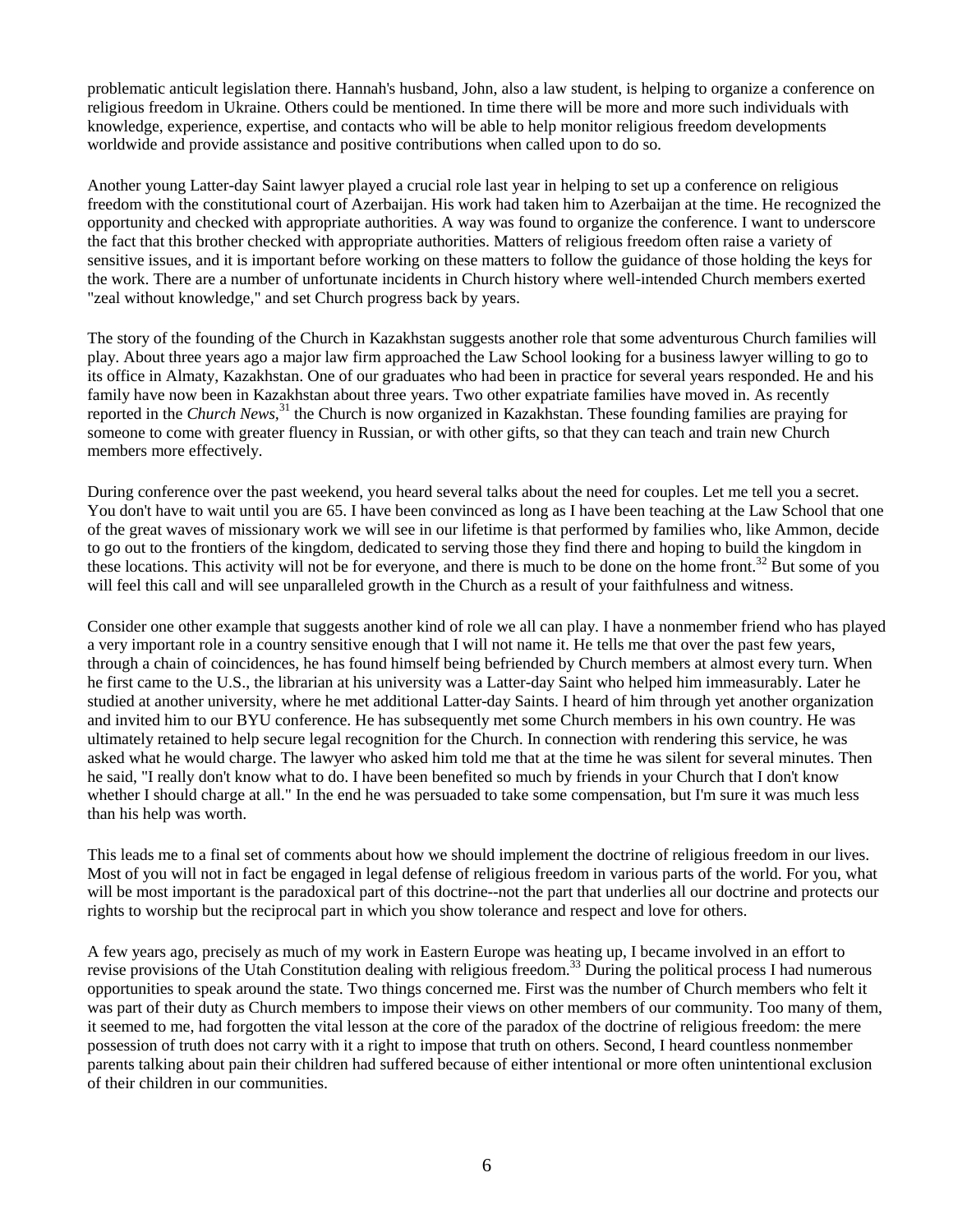problematic anticult legislation there. Hannah's husband, John, also a law student, is helping to organize a conference on religious freedom in Ukraine. Others could be mentioned. In time there will be more and more such individuals with knowledge, experience, expertise, and contacts who will be able to help monitor religious freedom developments worldwide and provide assistance and positive contributions when called upon to do so.

Another young Latter-day Saint lawyer played a crucial role last year in helping to set up a conference on religious freedom with the constitutional court of Azerbaijan. His work had taken him to Azerbaijan at the time. He recognized the opportunity and checked with appropriate authorities. A way was found to organize the conference. I want to underscore the fact that this brother checked with appropriate authorities. Matters of religious freedom often raise a variety of sensitive issues, and it is important before working on these matters to follow the guidance of those holding the keys for the work. There are a number of unfortunate incidents in Church history where well-intended Church members exerted "zeal without knowledge," and set Church progress back by years.

The story of the founding of the Church in Kazakhstan suggests another role that some adventurous Church families will play. About three years ago a major law firm approached the Law School looking for a business lawyer willing to go to its office in Almaty, Kazakhstan. One of our graduates who had been in practice for several years responded. He and his family have now been in Kazakhstan about three years. Two other expatriate families have moved in. As recently reported in the *Church News*,[31] the Church is now organized in Kazakhstan. These founding families are praying for someone to come with greater fluency in Russian, or with other gifts, so that they can teach and train new Church members more effectively.

During conference over the past weekend, you heard several talks about the need for couples. Let me tell you a secret. You don't have to wait until you are 65. I have been convinced as long as I have been teaching at the Law School that one of the great waves of missionary work we will see in our lifetime is that performed by families who, like Ammon, decide to go out to the frontiers of the kingdom, dedicated to serving those they find there and hoping to build the kingdom in these locations. This activity will not be for everyone, and there is much to be done on the home front.[32] But some of you will feel this call and will see unparalleled growth in the Church as a result of your faithfulness and witness.

Consider one other example that suggests another kind of role we all can play. I have a nonmember friend who has played a very important role in a country sensitive enough that I will not name it. He tells me that over the past few years, through a chain of coincidences, he has found himself being befriended by Church members at almost every turn. When he first came to the U.S., the librarian at his university was a Latter-day Saint who helped him immeasurably. Later he studied at another university, where he met additional Latter-day Saints. I heard of him through yet another organization and invited him to our BYU conference. He has subsequently met some Church members in his own country. He was ultimately retained to help secure legal recognition for the Church. In connection with rendering this service, he was asked what he would charge. The lawyer who asked him told me that at the time he was silent for several minutes. Then he said, "I really don't know what to do. I have been benefited so much by friends in your Church that I don't know whether I should charge at all." In the end he was persuaded to take some compensation, but I'm sure it was much less than his help was worth.

This leads me to a final set of comments about how we should implement the doctrine of religious freedom in our lives. Most of you will not in fact be engaged in legal defense of religious freedom in various parts of the world. For you, what will be most important is the paradoxical part of this doctrine--not the part that underlies all our doctrine and protects our rights to worship but the reciprocal part in which you show tolerance and respect and love for others.

A few years ago, precisely as much of my work in Eastern Europe was heating up, I became involved in an effort to revise provisions of the Utah Constitution dealing with religious freedom.[33] During the political process I had numerous opportunities to speak around the state. Two things concerned me. First was the number of Church members who felt it was part of their duty as Church members to impose their views on other members of our community. Too many of them, it seemed to me, had forgotten the vital lesson at the core of the paradox of the doctrine of religious freedom: the mere possession of truth does not carry with it a right to impose that truth on others. Second, I heard countless nonmember parents talking about pain their children had suffered because of either intentional or more often unintentional exclusion of their children in our communities.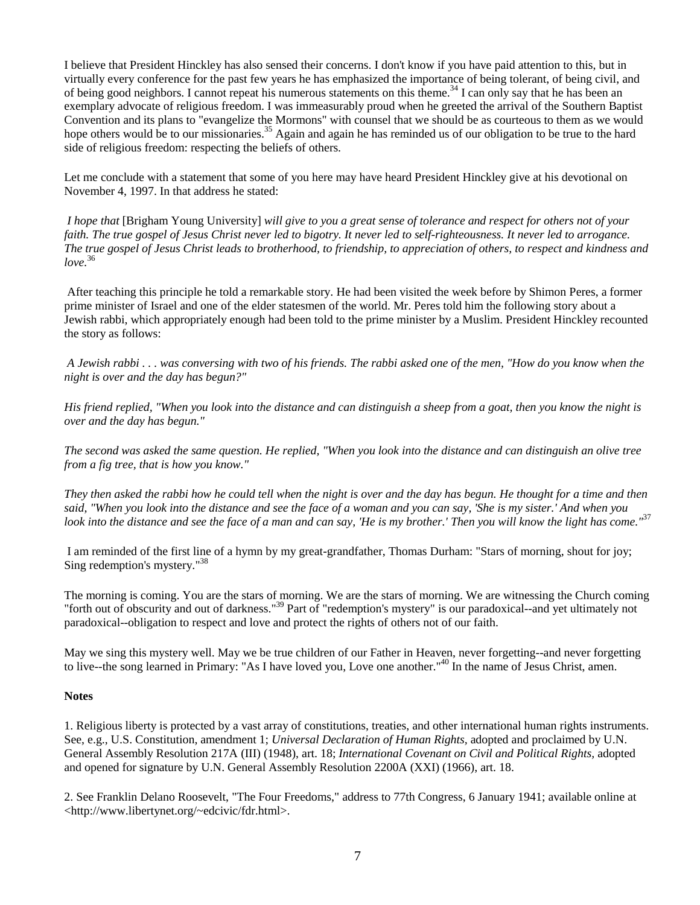I believe that President Hinckley has also sensed their concerns. I don't know if you have paid attention to this, but in virtually every conference for the past few years he has emphasized the importance of being tolerant, of being civil, and of being good neighbors. I cannot repeat his numerous statements on this theme.[34] I can only say that he has been an exemplary advocate of religious freedom. I was immeasurably proud when he greeted the arrival of the Southern Baptist Convention and its plans to "evangelize the Mormons" with counsel that we should be as courteous to them as we would hope others would be to our missionaries.[35] Again and again he has reminded us of our obligation to be true to the hard side of religious freedom: respecting the beliefs of others.

Let me conclude with a statement that some of you here may have heard President Hinckley give at his devotional on November 4, 1997. In that address he stated:

*I hope that* [Brigham Young University] *will give to you a great sense of tolerance and respect for others not of your faith. The true gospel of Jesus Christ never led to bigotry. It never led to self-righteousness. It never led to arrogance. The true gospel of Jesus Christ leads to brotherhood, to friendship, to appreciation of others, to respect and kindness and love.*[36]

After teaching this principle he told a remarkable story. He had been visited the week before by Shimon Peres, a former prime minister of Israel and one of the elder statesmen of the world. Mr. Peres told him the following story about a Jewish rabbi, which appropriately enough had been told to the prime minister by a Muslim. President Hinckley recounted the story as follows:

*A Jewish rabbi . . . was conversing with two of his friends. The rabbi asked one of the men, "How do you know when the night is over and the day has begun?"*

*His friend replied, "When you look into the distance and can distinguish a sheep from a goat, then you know the night is over and the day has begun."*

*The second was asked the same question. He replied, "When you look into the distance and can distinguish an olive tree from a fig tree, that is how you know."*

*They then asked the rabbi how he could tell when the night is over and the day has begun. He thought for a time and then said, "When you look into the distance and see the face of a woman and you can say, 'She is my sister.' And when you look into the distance and see the face of a man and can say, 'He is my brother.' Then you will know the light has come."*[37]

I am reminded of the first line of a hymn by my great-grandfather, Thomas Durham: "Stars of morning, shout for joy; Sing redemption's mystery."[38]

The morning is coming. You are the stars of morning. We are the stars of morning. We are witnessing the Church coming "forth out of obscurity and out of darkness."[39] Part of "redemption's mystery" is our paradoxical--and yet ultimately not paradoxical--obligation to respect and love and protect the rights of others not of our faith.

May we sing this mystery well. May we be true children of our Father in Heaven, never forgetting--and never forgetting to live--the song learned in Primary: "As I have loved you, Love one another."[40] In the name of Jesus Christ, amen.

**Notes**

1. Religious liberty is protected by a vast array of constitutions, treaties, and other international human rights instruments. See, e.g., U.S. Constitution, amendment 1; *Universal Declaration of Human Rights*, adopted and proclaimed by U.N. General Assembly Resolution 217A (III) (1948), art. 18; *International Covenant on Civil and Political Rights,* adopted and opened for signature by U.N. General Assembly Resolution 2200A (XXI) (1966), art. 18.

2. See Franklin Delano Roosevelt, "The Four Freedoms," address to 77th Congress, 6 January 1941; available online at <http://www.libertynet.org/~edcivic/fdr.html>.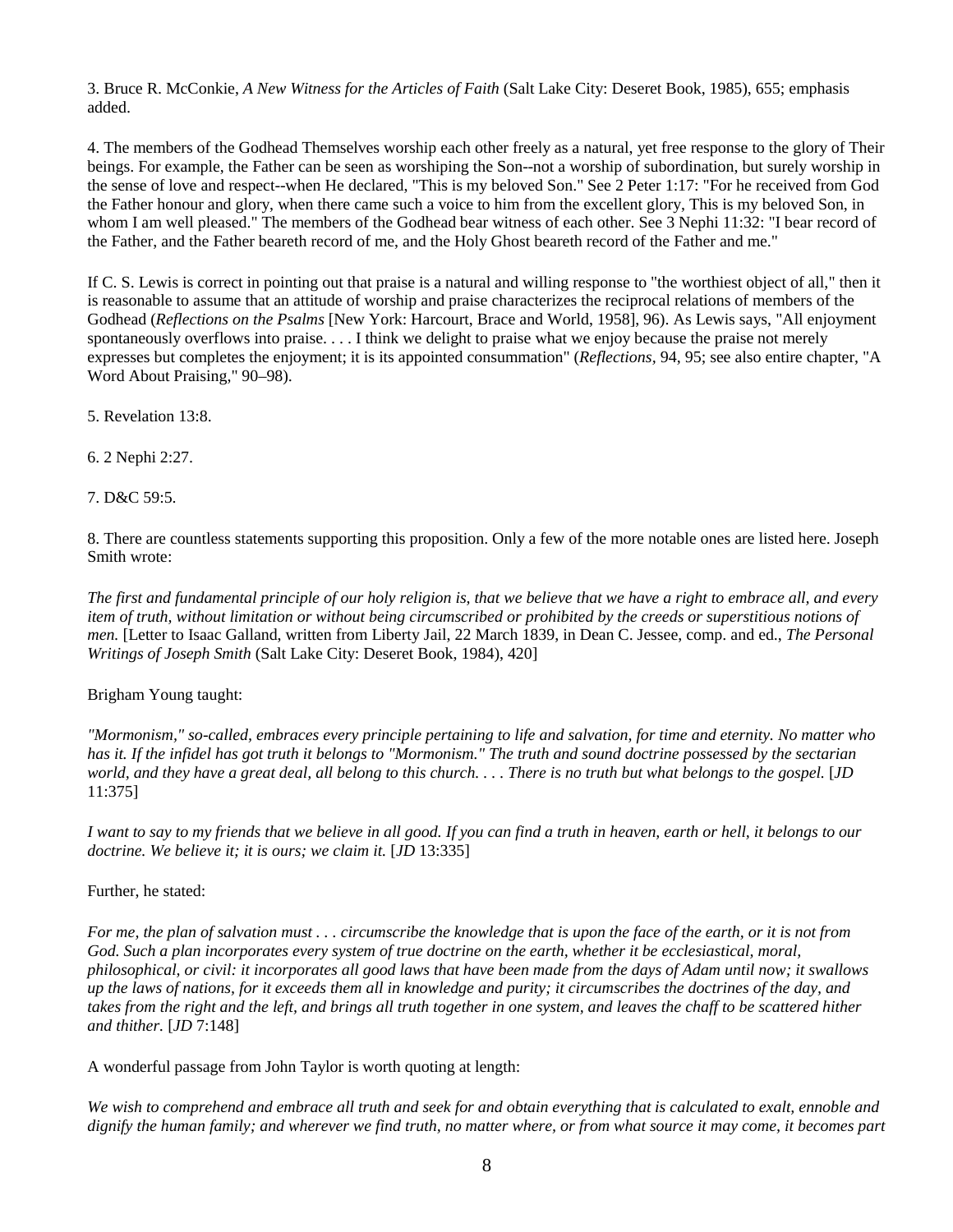3. Bruce R. McConkie, *A New Witness for the Articles of Faith* (Salt Lake City: Deseret Book, 1985), 655; emphasis added.

4. The members of the Godhead Themselves worship each other freely as a natural, yet free response to the glory of Their beings. For example, the Father can be seen as worshiping the Son--not a worship of subordination, but surely worship in the sense of love and respect--when He declared, "This is my beloved Son." See 2 Peter 1:17: "For he received from God the Father honour and glory, when there came such a voice to him from the excellent glory, This is my beloved Son, in whom I am well pleased." The members of the Godhead bear witness of each other. See 3 Nephi 11:32: "I bear record of the Father, and the Father beareth record of me, and the Holy Ghost beareth record of the Father and me."

If C. S. Lewis is correct in pointing out that praise is a natural and willing response to "the worthiest object of all," then it is reasonable to assume that an attitude of worship and praise characterizes the reciprocal relations of members of the Godhead (*Reflections on the Psalms* [New York: Harcourt, Brace and World, 1958], 96). As Lewis says, "All enjoyment spontaneously overflows into praise. . . . I think we delight to praise what we enjoy because the praise not merely expresses but completes the enjoyment; it is its appointed consummation" (*Reflections*, 94, 95; see also entire chapter, "A Word About Praising," 90–98).

5. Revelation 13:8.

6. 2 Nephi 2:27.

7. D&C 59:5.

8. There are countless statements supporting this proposition. Only a few of the more notable ones are listed here. Joseph Smith wrote:

*The first and fundamental principle of our holy religion is, that we believe that we have a right to embrace all, and every item of truth, without limitation or without being circumscribed or prohibited by the creeds or superstitious notions of men.* [Letter to Isaac Galland, written from Liberty Jail, 22 March 1839, in Dean C. Jessee, comp. and ed., *The Personal Writings of Joseph Smith* (Salt Lake City: Deseret Book, 1984), 420]

Brigham Young taught:

*"Mormonism," so-called, embraces every principle pertaining to life and salvation, for time and eternity. No matter who has it. If the infidel has got truth it belongs to "Mormonism." The truth and sound doctrine possessed by the sectarian world, and they have a great deal, all belong to this church. . . . There is no truth but what belongs to the gospel.* [*JD* 11:375]

*I want to say to my friends that we believe in all good. If you can find a truth in heaven, earth or hell, it belongs to our doctrine. We believe it; it is ours; we claim it.* [*JD* 13:335]

Further, he stated:

*For me, the plan of salvation must . . . circumscribe the knowledge that is upon the face of the earth, or it is not from God. Such a plan incorporates every system of true doctrine on the earth, whether it be ecclesiastical, moral, philosophical, or civil: it incorporates all good laws that have been made from the days of Adam until now; it swallows up the laws of nations, for it exceeds them all in knowledge and purity; it circumscribes the doctrines of the day, and takes from the right and the left, and brings all truth together in one system, and leaves the chaff to be scattered hither and thither.* [*JD* 7:148]

A wonderful passage from John Taylor is worth quoting at length:

*We wish to comprehend and embrace all truth and seek for and obtain everything that is calculated to exalt, ennoble and dignify the human family; and wherever we find truth, no matter where, or from what source it may come, it becomes part*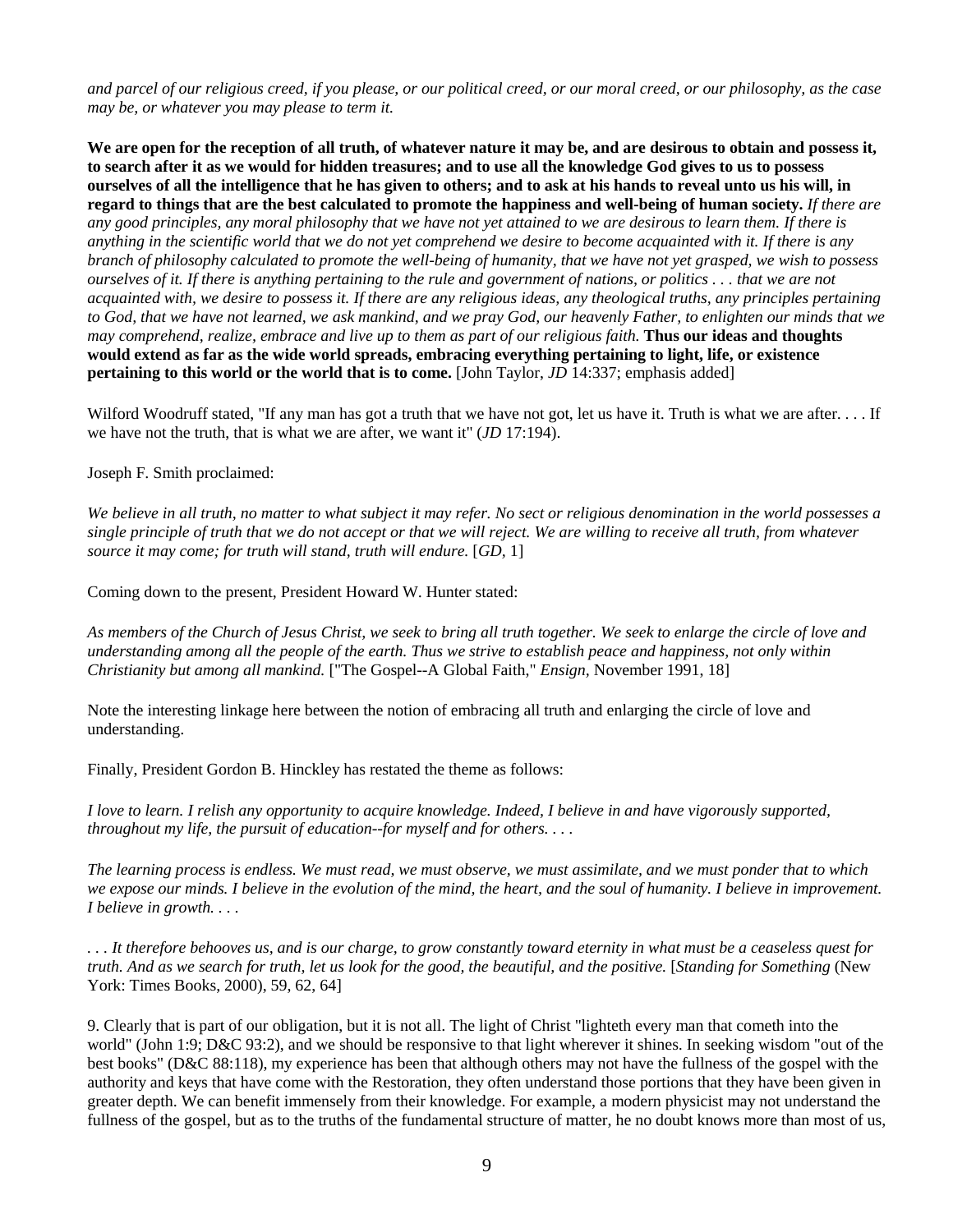*and parcel of our religious creed, if you please, or our political creed, or our moral creed, or our philosophy, as the case may be, or whatever you may please to term it.*

**We are open for the reception of all truth, of whatever nature it may be, and are desirous to obtain and possess it, to search after it as we would for hidden treasures; and to use all the knowledge God gives to us to possess ourselves of all the intelligence that he has given to others; and to ask at his hands to reveal unto us his will, in regard to things that are the best calculated to promote the happiness and well-being of human society.** *If there are any good principles, any moral philosophy that we have not yet attained to we are desirous to learn them. If there is anything in the scientific world that we do not yet comprehend we desire to become acquainted with it. If there is any branch of philosophy calculated to promote the well-being of humanity, that we have not yet grasped, we wish to possess ourselves of it. If there is anything pertaining to the rule and government of nations, or politics . . . that we are not acquainted with, we desire to possess it. If there are any religious ideas, any theological truths, any principles pertaining to God, that we have not learned, we ask mankind, and we pray God, our heavenly Father, to enlighten our minds that we may comprehend, realize, embrace and live up to them as part of our religious faith.* **Thus our ideas and thoughts would extend as far as the wide world spreads, embracing everything pertaining to light, life, or existence pertaining to this world or the world that is to come.** [John Taylor, *JD* 14:337; emphasis added]

Wilford Woodruff stated, "If any man has got a truth that we have not got, let us have it. Truth is what we are after. . . . If we have not the truth, that is what we are after, we want it" (*JD* 17:194).

Joseph F. Smith proclaimed:

*We believe in all truth, no matter to what subject it may refer. No sect or religious denomination in the world possesses a single principle of truth that we do not accept or that we will reject. We are willing to receive all truth, from whatever source it may come; for truth will stand, truth will endure.* [*GD*, 1]

Coming down to the present, President Howard W. Hunter stated:

*As members of the Church of Jesus Christ, we seek to bring all truth together. We seek to enlarge the circle of love and understanding among all the people of the earth. Thus we strive to establish peace and happiness, not only within Christianity but among all mankind.* ["The Gospel--A Global Faith," *Ensign*, November 1991, 18]

Note the interesting linkage here between the notion of embracing all truth and enlarging the circle of love and understanding.

Finally, President Gordon B. Hinckley has restated the theme as follows:

*I love to learn. I relish any opportunity to acquire knowledge. Indeed, I believe in and have vigorously supported, throughout my life, the pursuit of education--for myself and for others. . . .*

*The learning process is endless. We must read, we must observe, we must assimilate, and we must ponder that to which we expose our minds. I believe in the evolution of the mind, the heart, and the soul of humanity. I believe in improvement. I believe in growth. . . .*

*. . . It therefore behooves us, and is our charge, to grow constantly toward eternity in what must be a ceaseless quest for truth. And as we search for truth, let us look for the good, the beautiful, and the positive.* [*Standing for Something* (New York: Times Books, 2000), 59, 62, 64]

9. Clearly that is part of our obligation, but it is not all. The light of Christ "lighteth every man that cometh into the world" (John 1:9; D&C 93:2), and we should be responsive to that light wherever it shines. In seeking wisdom "out of the best books" (D&C 88:118), my experience has been that although others may not have the fullness of the gospel with the authority and keys that have come with the Restoration, they often understand those portions that they have been given in greater depth. We can benefit immensely from their knowledge. For example, a modern physicist may not understand the fullness of the gospel, but as to the truths of the fundamental structure of matter, he no doubt knows more than most of us,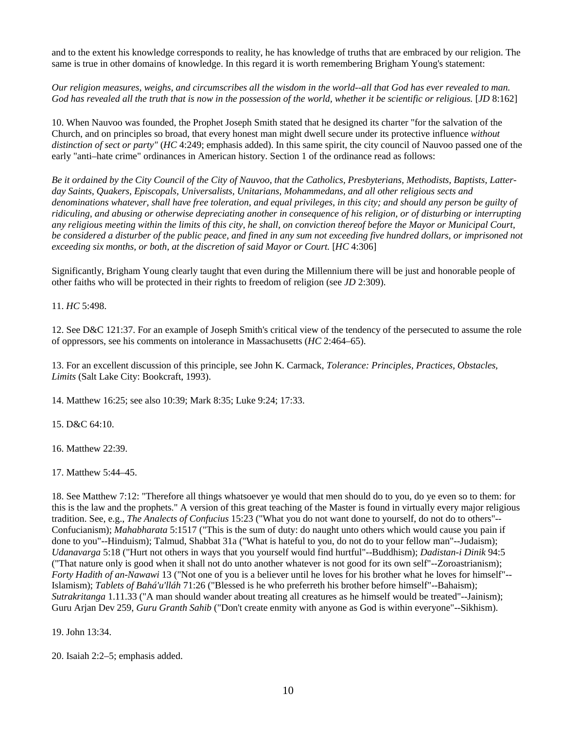and to the extent his knowledge corresponds to reality, he has knowledge of truths that are embraced by our religion. The same is true in other domains of knowledge. In this regard it is worth remembering Brigham Young's statement:

*Our religion measures, weighs, and circumscribes all the wisdom in the world--all that God has ever revealed to man. God has revealed all the truth that is now in the possession of the world, whether it be scientific or religious.* [*JD* 8:162]

10. When Nauvoo was founded, the Prophet Joseph Smith stated that he designed its charter "for the salvation of the Church, and on principles so broad, that every honest man might dwell secure under its protective influence *without distinction of sect or party"* (*HC* 4:249; emphasis added). In this same spirit, the city council of Nauvoo passed one of the early "anti–hate crime" ordinances in American history. Section 1 of the ordinance read as follows:

*Be it ordained by the City Council of the City of Nauvoo, that the Catholics, Presbyterians, Methodists, Baptists, Latter-day Saints, Quakers, Episcopals, Universalists, Unitarians, Mohammedans, and all other religious sects and denominations whatever, shall have free toleration, and equal privileges, in this city; and should any person be guilty of ridiculing, and abusing or otherwise depreciating another in consequence of his religion, or of disturbing or interrupting any religious meeting within the limits of this city, he shall, on conviction thereof before the Mayor or Municipal Court, be considered a disturber of the public peace, and fined in any sum not exceeding five hundred dollars, or imprisoned not exceeding six months, or both, at the discretion of said Mayor or Court.* [*HC* 4:306]

Significantly, Brigham Young clearly taught that even during the Millennium there will be just and honorable people of other faiths who will be protected in their rights to freedom of religion (see *JD* 2:309).

11. *HC* 5:498.

12. See D&C 121:37. For an example of Joseph Smith's critical view of the tendency of the persecuted to assume the role of oppressors, see his comments on intolerance in Massachusetts (*HC* 2:464–65).

13. For an excellent discussion of this principle, see John K. Carmack, *Tolerance: Principles, Practices, Obstacles, Limits* (Salt Lake City: Bookcraft, 1993).

14. Matthew 16:25; see also 10:39; Mark 8:35; Luke 9:24; 17:33.

15. D&C 64:10.

16. Matthew 22:39.

17. Matthew 5:44–45.

18. See Matthew 7:12: "Therefore all things whatsoever ye would that men should do to you, do ye even so to them: for this is the law and the prophets." A version of this great teaching of the Master is found in virtually every major religious tradition. See, e.g., *The Analects of Confucius* 15:23 ("What you do not want done to yourself, do not do to others"--Confucianism); *Mahabharata* 5:1517 ("This is the sum of duty: do naught unto others which would cause you pain if done to you"--Hinduism); Talmud, Shabbat 31a ("What is hateful to you, do not do to your fellow man"--Judaism); *Udanavarga* 5:18 ("Hurt not others in ways that you yourself would find hurtful"--Buddhism); *Dadistan-i Dinik* 94:5 ("That nature only is good when it shall not do unto another whatever is not good for its own self"--Zoroastrianism); *Forty Hadith of an-Nawawi* 13 ("Not one of you is a believer until he loves for his brother what he loves for himself"--Islamism); *Tablets of Bahá'u'lláh* 71:26 ("Blessed is he who preferreth his brother before himself"--Bahaism); *Sutrakritanga* 1.11.33 ("A man should wander about treating all creatures as he himself would be treated"--Jainism); Guru Arjan Dev 259, *Guru Granth Sahib* ("Don't create enmity with anyone as God is within everyone"--Sikhism).

19. John 13:34.

20. Isaiah 2:2–5; emphasis added.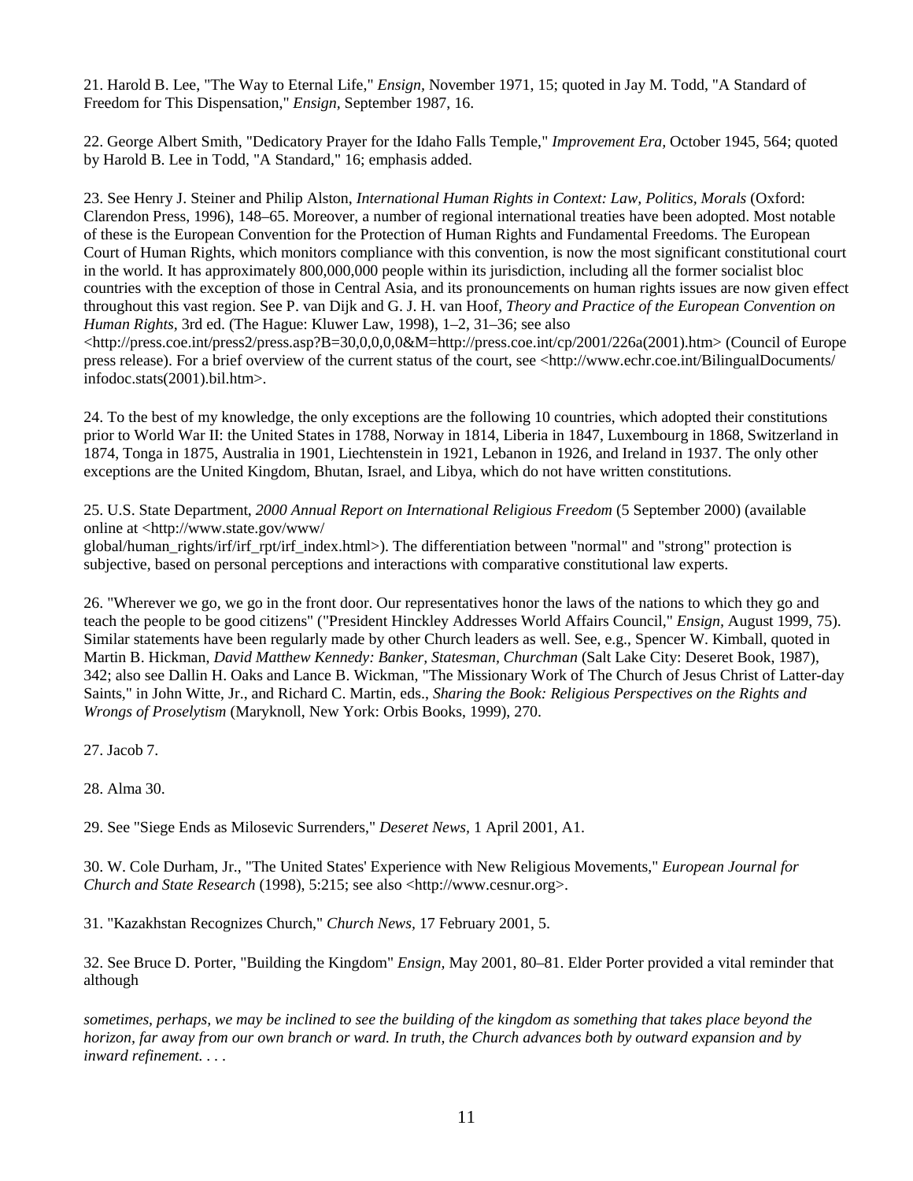21. Harold B. Lee, "The Way to Eternal Life," *Ensign*, November 1971, 15; quoted in Jay M. Todd, "A Standard of Freedom for This Dispensation," *Ensign*, September 1987, 16.

22. George Albert Smith, "Dedicatory Prayer for the Idaho Falls Temple," *Improvement Era*, October 1945, 564; quoted by Harold B. Lee in Todd, "A Standard," 16; emphasis added.

23. See Henry J. Steiner and Philip Alston, *International Human Rights in Context: Law, Politics, Morals* (Oxford: Clarendon Press, 1996), 148–65. Moreover, a number of regional international treaties have been adopted. Most notable of these is the European Convention for the Protection of Human Rights and Fundamental Freedoms. The European Court of Human Rights, which monitors compliance with this convention, is now the most significant constitutional court in the world. It has approximately 800,000,000 people within its jurisdiction, including all the former socialist bloc countries with the exception of those in Central Asia, and its pronouncements on human rights issues are now given effect throughout this vast region. See P. van Dijk and G. J. H. van Hoof, *Theory and Practice of the European Convention on Human Rights*, 3rd ed. (The Hague: Kluwer Law, 1998), 1–2, 31–36; see also <http://press.coe.int/press2/press.asp?B=30,0,0,0,0&M=http://press.coe.int/cp/2001/226a(2001).htm> (Council of Europe press release). For a brief overview of the current status of the court, see <http://www.echr.coe.int/BilingualDocuments/infodoc.stats(2001).bil.htm>.

24. To the best of my knowledge, the only exceptions are the following 10 countries, which adopted their constitutions prior to World War II: the United States in 1788, Norway in 1814, Liberia in 1847, Luxembourg in 1868, Switzerland in 1874, Tonga in 1875, Australia in 1901, Liechtenstein in 1921, Lebanon in 1926, and Ireland in 1937. The only other exceptions are the United Kingdom, Bhutan, Israel, and Libya, which do not have written constitutions.

25. U.S. State Department, *2000 Annual Report on International Religious Freedom* (5 September 2000) (available online at <http://www.state.gov/www/global/human_rights/irf/irf_rpt/irf_index.html>). The differentiation between "normal" and "strong" protection is subjective, based on personal perceptions and interactions with comparative constitutional law experts.

26. "Wherever we go, we go in the front door. Our representatives honor the laws of the nations to which they go and teach the people to be good citizens" ("President Hinckley Addresses World Affairs Council," *Ensign*, August 1999, 75). Similar statements have been regularly made by other Church leaders as well. See, e.g., Spencer W. Kimball, quoted in Martin B. Hickman, *David Matthew Kennedy: Banker, Statesman, Churchman* (Salt Lake City: Deseret Book, 1987), 342; also see Dallin H. Oaks and Lance B. Wickman, "The Missionary Work of The Church of Jesus Christ of Latter-day Saints," in John Witte, Jr., and Richard C. Martin, eds., *Sharing the Book: Religious Perspectives on the Rights and Wrongs of Proselytism* (Maryknoll, New York: Orbis Books, 1999), 270.

27. Jacob 7.

28. Alma 30.

29. See "Siege Ends as Milosevic Surrenders," *Deseret News*, 1 April 2001, A1.

30. W. Cole Durham, Jr., "The United States' Experience with New Religious Movements," *European Journal for Church and State Research* (1998), 5:215; see also <http://www.cesnur.org>.

31. "Kazakhstan Recognizes Church," *Church News*, 17 February 2001, 5.

32. See Bruce D. Porter, "Building the Kingdom" *Ensign*, May 2001, 80–81. Elder Porter provided a vital reminder that although

*sometimes, perhaps, we may be inclined to see the building of the kingdom as something that takes place beyond the horizon, far away from our own branch or ward. In truth, the Church advances both by outward expansion and by inward refinement. . . .*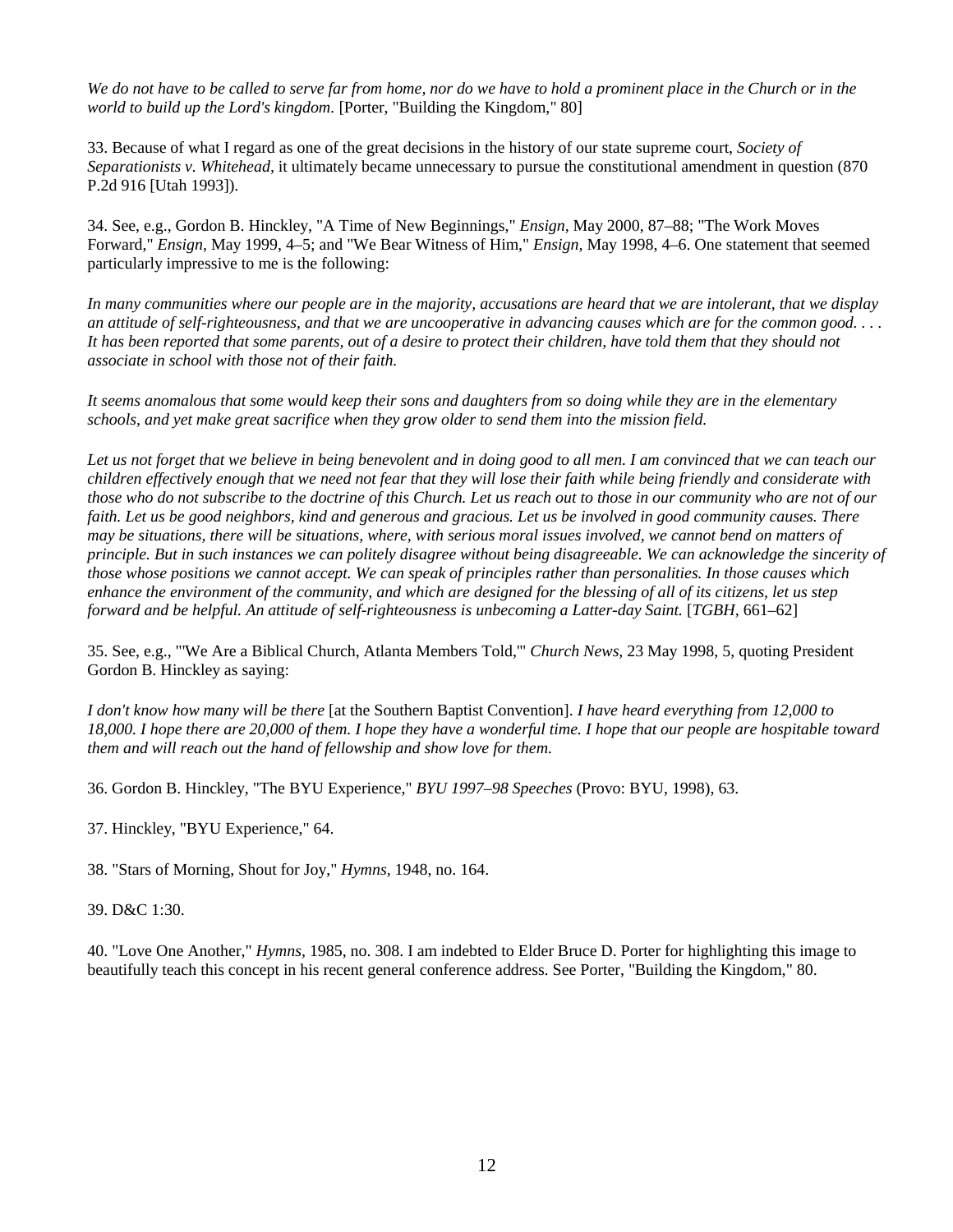*We do not have to be called to serve far from home, nor do we have to hold a prominent place in the Church or in the world to build up the Lord's kingdom.* [Porter, "Building the Kingdom," 80]

33. Because of what I regard as one of the great decisions in the history of our state supreme court, *Society of Separationists v. Whitehead*, it ultimately became unnecessary to pursue the constitutional amendment in question (870 P.2d 916 [Utah 1993]).

34. See, e.g., Gordon B. Hinckley, "A Time of New Beginnings," *Ensign*, May 2000, 87–88; "The Work Moves Forward," *Ensign*, May 1999, 4–5; and "We Bear Witness of Him," *Ensign*, May 1998, 4–6. One statement that seemed particularly impressive to me is the following:

*In many communities where our people are in the majority, accusations are heard that we are intolerant, that we display an attitude of self-righteousness, and that we are uncooperative in advancing causes which are for the common good. . . . It has been reported that some parents, out of a desire to protect their children, have told them that they should not associate in school with those not of their faith.*

*It seems anomalous that some would keep their sons and daughters from so doing while they are in the elementary schools, and yet make great sacrifice when they grow older to send them into the mission field.*

*Let us not forget that we believe in being benevolent and in doing good to all men. I am convinced that we can teach our children effectively enough that we need not fear that they will lose their faith while being friendly and considerate with those who do not subscribe to the doctrine of this Church. Let us reach out to those in our community who are not of our faith. Let us be good neighbors, kind and generous and gracious. Let us be involved in good community causes. There may be situations, there will be situations, where, with serious moral issues involved, we cannot bend on matters of principle. But in such instances we can politely disagree without being disagreeable. We can acknowledge the sincerity of those whose positions we cannot accept. We can speak of principles rather than personalities. In those causes which enhance the environment of the community, and which are designed for the blessing of all of its citizens, let us step forward and be helpful. An attitude of self-righteousness is unbecoming a Latter-day Saint.* [*TGBH*, 661–62]

35. See, e.g., "'We Are a Biblical Church, Atlanta Members Told,'" *Church News*, 23 May 1998, 5, quoting President Gordon B. Hinckley as saying:

*I don't know how many will be there* [at the Southern Baptist Convention]. *I have heard everything from 12,000 to 18,000. I hope there are 20,000 of them. I hope they have a wonderful time. I hope that our people are hospitable toward them and will reach out the hand of fellowship and show love for them.*

36. Gordon B. Hinckley, "The BYU Experience," *BYU 1997–98 Speeches* (Provo: BYU, 1998), 63.

37. Hinckley, "BYU Experience," 64.

38. "Stars of Morning, Shout for Joy," *Hymns*, 1948, no. 164.

39. D&C 1:30.

40. "Love One Another," *Hymns*, 1985, no. 308. I am indebted to Elder Bruce D. Porter for highlighting this image to beautifully teach this concept in his recent general conference address. See Porter, "Building the Kingdom," 80.